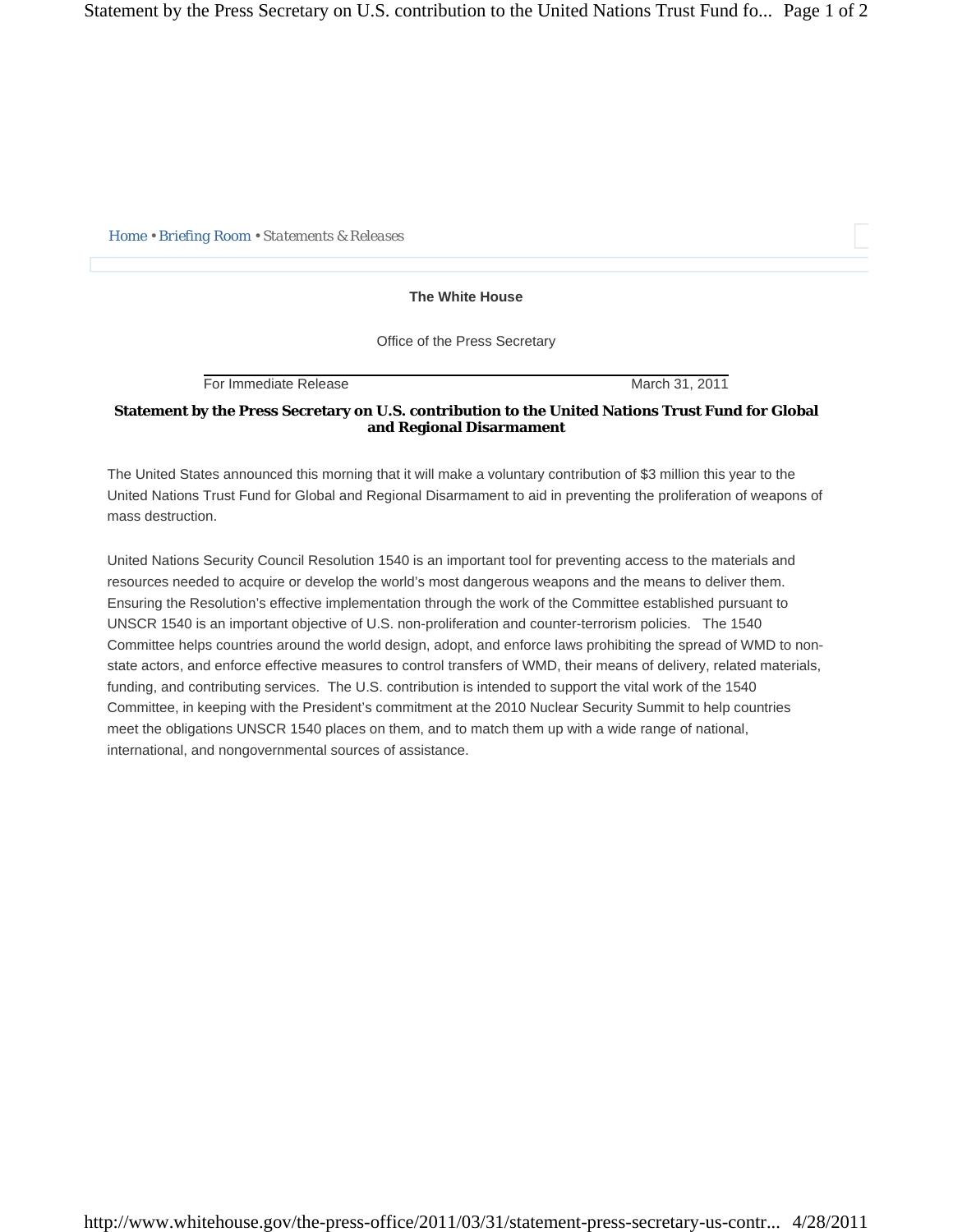Home • Briefing Room • *Statements & Releases*

**The White House**

Office of the Press Secretary

For Immediate Release March 31, 2011

## Statement by the Press Secretary on U.S. contribution to the United Nations Trust Fund for Global and Regional Disarmament

The United States announced this morning that it will make a voluntary contribution of $3 million this year to the United Nations Trust Fund for Global and Regional Disarmament to aid in preventing the proliferation of weapons of mass destruction.

United Nations Security Council Resolution 1540 is an important tool for preventing access to the materials and resources needed to acquire or develop the world's most dangerous weapons and the means to deliver them. Ensuring the Resolution's effective implementation through the work of the Committee established pursuant to UNSCR 1540 is an important objective of U.S. non-proliferation and counter-terrorism policies. The 1540 Committee helps countries around the world design, adopt, and enforce laws prohibiting the spread of WMD to non-state actors, and enforce effective measures to control transfers of WMD, their means of delivery, related materials, funding, and contributing services. The U.S. contribution is intended to support the vital work of the 1540 Committee, in keeping with the President's commitment at the 2010 Nuclear Security Summit to help countries meet the obligations UNSCR 1540 places on them, and to match them up with a wide range of national, international, and nongovernmental sources of assistance.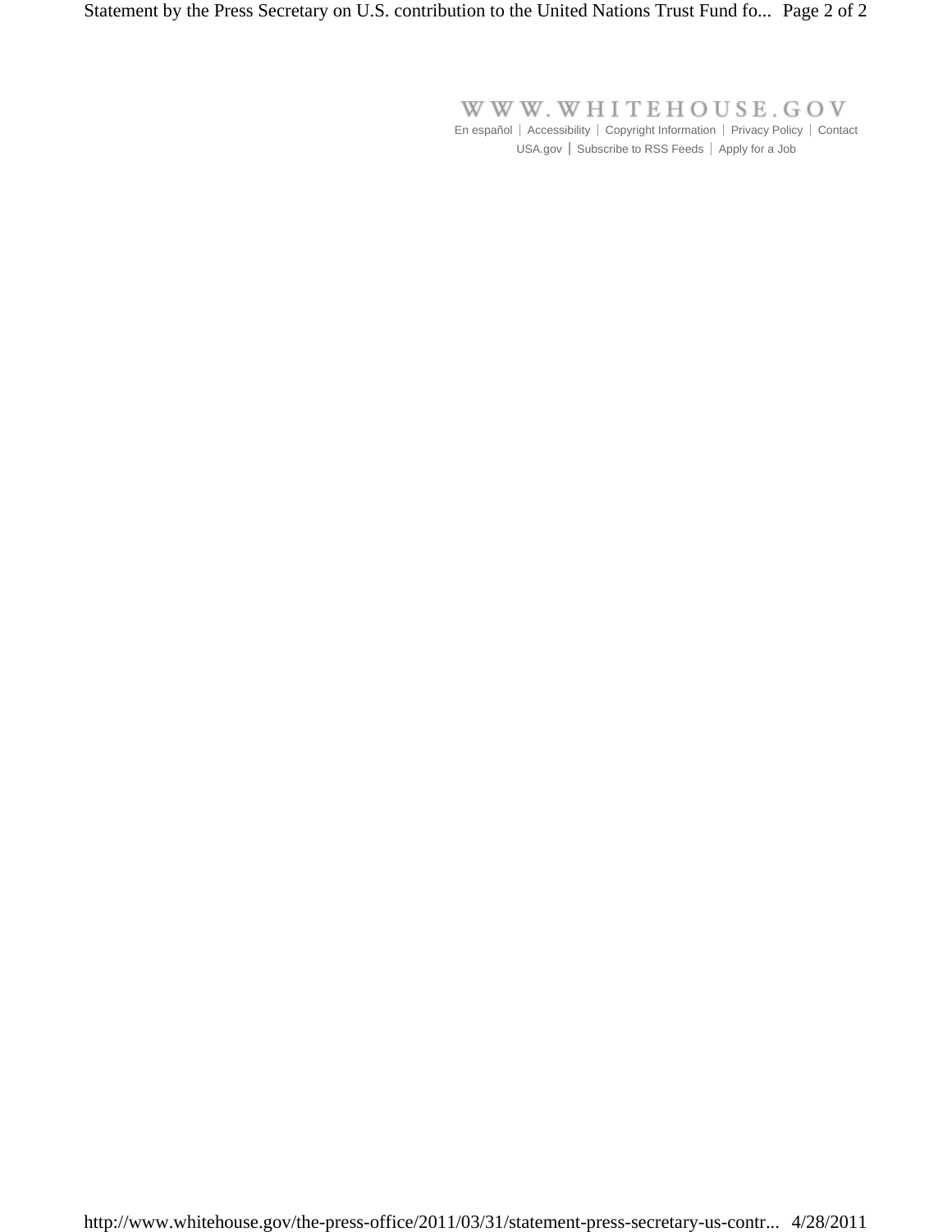WWW.WHITEHOUSE.GOV

En español | Accessibility | Copyright Information | Privacy Policy | Contact

USA.gov | Subscribe to RSS Feeds | Apply for a Job